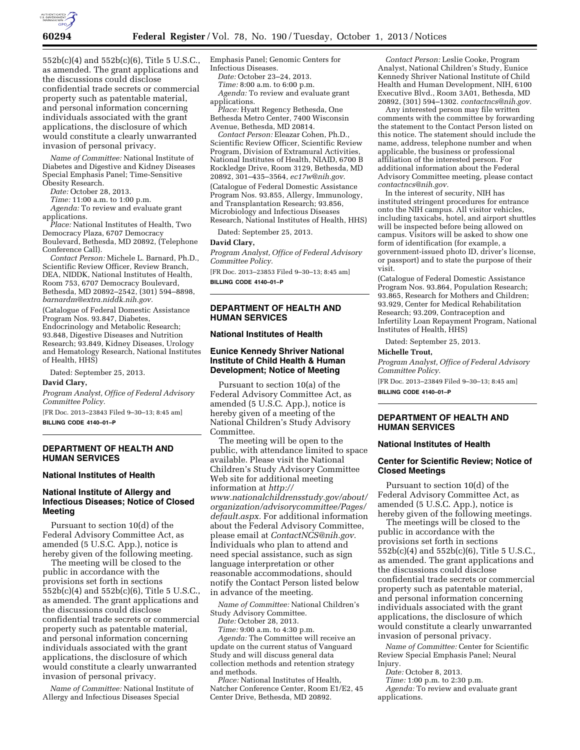552b(c)(4) and 552b(c)(6), Title 5 U.S.C., as amended. The grant applications and the discussions could disclose confidential trade secrets or commercial property such as patentable material, and personal information concerning individuals associated with the grant applications, the disclosure of which would constitute a clearly unwarranted invasion of personal privacy.

*Name of Committee:* National Institute of Diabetes and Digestive and Kidney Diseases Special Emphasis Panel; Time-Sensitive Obesity Research.

*Date:* October 28, 2013.

*Time:* 11:00 a.m. to 1:00 p.m.

*Agenda:* To review and evaluate grant applications.

*Place:* National Institutes of Health, Two Democracy Plaza, 6707 Democracy Boulevard, Bethesda, MD 20892, (Telephone Conference Call).

*Contact Person:* Michele L. Barnard, Ph.D., Scientific Review Officer, Review Branch, DEA, NIDDK, National Institutes of Health, Room 753, 6707 Democracy Boulevard, Bethesda, MD 20892–2542, (301) 594–8898, *barnardm@extra.niddk.nih.gov.*

(Catalogue of Federal Domestic Assistance Program Nos. 93.847, Diabetes, Endocrinology and Metabolic Research; 93.848, Digestive Diseases and Nutrition Research; 93.849, Kidney Diseases, Urology and Hematology Research, National Institutes of Health, HHS)

Dated: September 25, 2013.

**David Clary,**

*Program Analyst, Office of Federal Advisory Committee Policy.*

[FR Doc. 2013–23843 Filed 9–30–13; 8:45 am]

**BILLING CODE 4140–01–P**

---

## DEPARTMENT OF HEALTH AND HUMAN SERVICES

### National Institutes of Health

### National Institute of Allergy and Infectious Diseases; Notice of Closed Meeting

Pursuant to section 10(d) of the Federal Advisory Committee Act, as amended (5 U.S.C. App.), notice is hereby given of the following meeting.

The meeting will be closed to the public in accordance with the provisions set forth in sections 552b(c)(4) and 552b(c)(6), Title 5 U.S.C., as amended. The grant applications and the discussions could disclose confidential trade secrets or commercial property such as patentable material, and personal information concerning individuals associated with the grant applications, the disclosure of which would constitute a clearly unwarranted invasion of personal privacy.

*Name of Committee:* National Institute of Allergy and Infectious Diseases Special Emphasis Panel; Genomic Centers for Infectious Diseases.

*Date:* October 23–24, 2013.

*Time:* 8:00 a.m. to 6:00 p.m.

*Agenda:* To review and evaluate grant applications.

*Place:* Hyatt Regency Bethesda, One Bethesda Metro Center, 7400 Wisconsin Avenue, Bethesda, MD 20814.

*Contact Person:* Eleazar Cohen, Ph.D., Scientific Review Officer, Scientific Review Program, Division of Extramural Activities, National Institutes of Health, NIAID, 6700 B Rockledge Drive, Room 3129, Bethesda, MD 20892, 301–435–3564, *ec17w@nih.gov*.

(Catalogue of Federal Domestic Assistance Program Nos. 93.855, Allergy, Immunology, and Transplantation Research; 93.856, Microbiology and Infectious Diseases Research, National Institutes of Health, HHS)

Dated: September 25, 2013.

**David Clary,**

*Program Analyst, Office of Federal Advisory Committee Policy.*

[FR Doc. 2013–23853 Filed 9–30–13; 8:45 am]

**BILLING CODE 4140–01–P**

---

## DEPARTMENT OF HEALTH AND HUMAN SERVICES

### National Institutes of Health

### Eunice Kennedy Shriver National Institute of Child Health & Human Development; Notice of Meeting

Pursuant to section 10(a) of the Federal Advisory Committee Act, as amended (5 U.S.C. App.), notice is hereby given of a meeting of the National Children's Study Advisory Committee.

The meeting will be open to the public, with attendance limited to space available. Please visit the National Children's Study Advisory Committee Web site for additional meeting information at *http://www.nationalchildrensstudy.gov/about/organization/advisorycommittee/Pages/default.aspx.* For additional information about the Federal Advisory Committee, please email at *ContactNCS@nih.gov.* Individuals who plan to attend and need special assistance, such as sign language interpretation or other reasonable accommodations, should notify the Contact Person listed below in advance of the meeting.

*Name of Committee:* National Children's Study Advisory Committee.

*Date:* October 28, 2013.

*Time:* 9:00 a.m. to 4:30 p.m.

*Agenda:* The Committee will receive an update on the current status of Vanguard Study and will discuss general data collection methods and retention strategy and methods.

*Place:* National Institutes of Health, Natcher Conference Center, Room E1/E2, 45 Center Drive, Bethesda, MD 20892.

*Contact Person:* Leslie Cooke, Program Analyst, National Children's Study, Eunice Kennedy Shriver National Institute of Child Health and Human Development, NIH, 6100 Executive Blvd., Room 3A01, Bethesda, MD 20892, (301) 594–1302. *contactncs@nih.gov.*

Any interested person may file written comments with the committee by forwarding the statement to the Contact Person listed on this notice. The statement should include the name, address, telephone number and when applicable, the business or professional affiliation of the interested person. For additional information about the Federal Advisory Committee meeting, please contact *contactncs@nih.gov.*

In the interest of security, NIH has instituted stringent procedures for entrance onto the NIH campus. All visitor vehicles, including taxicabs, hotel, and airport shuttles will be inspected before being allowed on campus. Visitors will be asked to show one form of identification (for example, a government-issued photo ID, driver's license, or passport) and to state the purpose of their visit.

(Catalogue of Federal Domestic Assistance Program Nos. 93.864, Population Research; 93.865, Research for Mothers and Children; 93.929, Center for Medical Rehabilitation Research; 93.209, Contraception and Infertility Loan Repayment Program, National Institutes of Health, HHS)

Dated: September 25, 2013.

**Michelle Trout,**

*Program Analyst, Office of Federal Advisory Committee Policy.*

[FR Doc. 2013–23849 Filed 9–30–13; 8:45 am]

**BILLING CODE 4140–01–P**

---

## DEPARTMENT OF HEALTH AND HUMAN SERVICES

### National Institutes of Health

### Center for Scientific Review; Notice of Closed Meetings

Pursuant to section 10(d) of the Federal Advisory Committee Act, as amended (5 U.S.C. App.), notice is hereby given of the following meetings.

The meetings will be closed to the public in accordance with the provisions set forth in sections 552b(c)(4) and 552b(c)(6), Title 5 U.S.C., as amended. The grant applications and the discussions could disclose confidential trade secrets or commercial property such as patentable material, and personal information concerning individuals associated with the grant applications, the disclosure of which would constitute a clearly unwarranted invasion of personal privacy.

*Name of Committee:* Center for Scientific Review Special Emphasis Panel; Neural Injury.

*Date:* October 8, 2013.

*Time:* 1:00 p.m. to 2:30 p.m.

*Agenda:* To review and evaluate grant applications.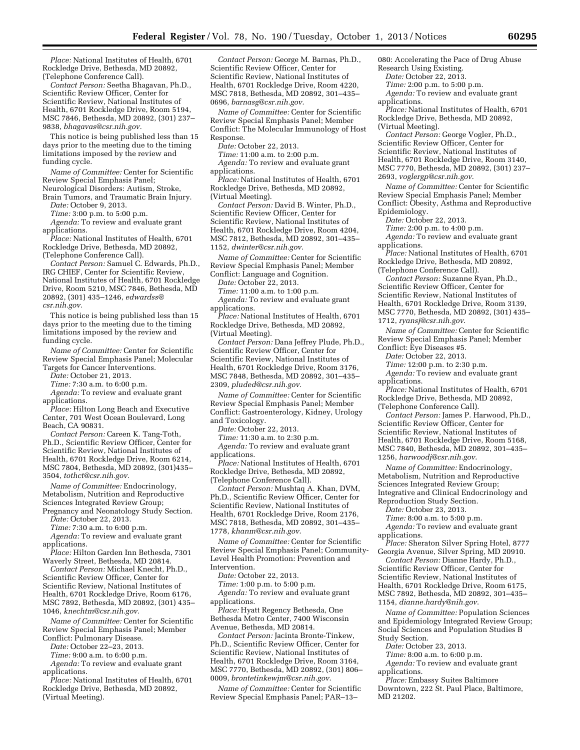*Place:* National Institutes of Health, 6701 Rockledge Drive, Bethesda, MD 20892, (Telephone Conference Call).

*Contact Person:* Seetha Bhagavan, Ph.D., Scientific Review Officer, Center for Scientific Review, National Institutes of Health, 6701 Rockledge Drive, Room 5194, MSC 7846, Bethesda, MD 20892, (301) 237–9838, *bhagavas@csr.nih.gov.*

This notice is being published less than 15 days prior to the meeting due to the timing limitations imposed by the review and funding cycle.

*Name of Committee:* Center for Scientific Review Special Emphasis Panel; Neurological Disorders: Autism, Stroke, Brain Tumors, and Traumatic Brain Injury.

*Date:* October 9, 2013.

*Time:* 3:00 p.m. to 5:00 p.m.

*Agenda:* To review and evaluate grant applications.

*Place:* National Institutes of Health, 6701 Rockledge Drive, Bethesda, MD 20892, (Telephone Conference Call).

*Contact Person:* Samuel C. Edwards, Ph.D., IRG CHIEF, Center for Scientific Review, National Institutes of Health, 6701 Rockledge Drive, Room 5210, MSC 7846, Bethesda, MD 20892, (301) 435–1246, *edwardss@csr.nih.gov.*

This notice is being published less than 15 days prior to the meeting due to the timing limitations imposed by the review and funding cycle.

*Name of Committee:* Center for Scientific Review Special Emphasis Panel; Molecular Targets for Cancer Interventions.

*Date:* October 21, 2013.

*Time:* 7:30 a.m. to 6:00 p.m.

*Agenda:* To review and evaluate grant applications.

*Place:* Hilton Long Beach and Executive Center, 701 West Ocean Boulevard, Long Beach, CA 90831.

*Contact Person:* Careen K. Tang-Toth, Ph.D., Scientific Review Officer, Center for Scientific Review, National Institutes of Health, 6701 Rockledge Drive, Room 6214, MSC 7804, Bethesda, MD 20892, (301)435–3504, *tothct@csr.nih.gov.*

*Name of Committee:* Endocrinology, Metabolism, Nutrition and Reproductive Sciences Integrated Review Group; Pregnancy and Neonatology Study Section.

*Date:* October 22, 2013.

*Time:* 7:30 a.m. to 6:00 p.m.

*Agenda:* To review and evaluate grant applications.

*Place:* Hilton Garden Inn Bethesda, 7301 Waverly Street, Bethesda, MD 20814.

*Contact Person:* Michael Knecht, Ph.D., Scientific Review Officer, Center for Scientific Review, National Institutes of Health, 6701 Rockledge Drive, Room 6176, MSC 7892, Bethesda, MD 20892, (301) 435–1046, *knechtm@csr.nih.gov.*

*Name of Committee:* Center for Scientific Review Special Emphasis Panel; Member Conflict: Pulmonary Disease.

*Date:* October 22–23, 2013.

*Time:* 9:00 a.m. to 6:00 p.m.

*Agenda:* To review and evaluate grant applications.

*Place:* National Institutes of Health, 6701 Rockledge Drive, Bethesda, MD 20892, (Virtual Meeting).

*Contact Person:* George M. Barnas, Ph.D., Scientific Review Officer, Center for Scientific Review, National Institutes of Health, 6701 Rockledge Drive, Room 4220, MSC 7818, Bethesda, MD 20892, 301–435–0696, *barnasg@csr.nih.gov.*

*Name of Committee:* Center for Scientific Review Special Emphasis Panel; Member Conflict: The Molecular Immunology of Host Response.

*Date:* October 22, 2013.

*Time:* 11:00 a.m. to 2:00 p.m.

*Agenda:* To review and evaluate grant applications.

*Place:* National Institutes of Health, 6701 Rockledge Drive, Bethesda, MD 20892, (Virtual Meeting).

*Contact Person:* David B. Winter, Ph.D., Scientific Review Officer, Center for Scientific Review, National Institutes of Health, 6701 Rockledge Drive, Room 4204, MSC 7812, Bethesda, MD 20892, 301–435–1152, *dwinter@csr.nih.gov.*

*Name of Committee:* Center for Scientific Review Special Emphasis Panel; Member Conflict: Language and Cognition.

*Date:* October 22, 2013.

*Time:* 11:00 a.m. to 1:00 p.m.

*Agenda:* To review and evaluate grant applications.

*Place:* National Institutes of Health, 6701 Rockledge Drive, Bethesda, MD 20892, (Virtual Meeting).

*Contact Person:* Dana Jeffrey Plude, Ph.D., Scientific Review Officer, Center for Scientific Review, National Institutes of Health, 6701 Rockledge Drive, Room 3176, MSC 7848, Bethesda, MD 20892, 301–435–2309, *pluded@csr.nih.gov.*

*Name of Committee:* Center for Scientific Review Special Emphasis Panel; Member Conflict: Gastroenterology, Kidney, Urology and Toxicology.

*Date:* October 22, 2013.

*Time:* 11:30 a.m. to 2:30 p.m.

*Agenda:* To review and evaluate grant applications.

*Place:* National Institutes of Health, 6701 Rockledge Drive, Bethesda, MD 20892, (Telephone Conference Call).

*Contact Person:* Mushtaq A. Khan, DVM, Ph.D., Scientific Review Officer, Center for Scientific Review, National Institutes of Health, 6701 Rockledge Drive, Room 2176, MSC 7818, Bethesda, MD 20892, 301–435–1778, *khanm@csr.nih.gov*.

*Name of Committee:* Center for Scientific Review Special Emphasis Panel; Community-Level Health Promotion: Prevention and Intervention.

*Date:* October 22, 2013.

*Time:* 1:00 p.m. to 5:00 p.m.

*Agenda:* To review and evaluate grant applications.

*Place:* Hyatt Regency Bethesda, One Bethesda Metro Center, 7400 Wisconsin Avenue, Bethesda, MD 20814.

*Contact Person:* Jacinta Bronte-Tinkew, Ph.D., Scientific Review Officer, Center for Scientific Review, National Institutes of Health, 6701 Rockledge Drive, Room 3164, MSC 7770, Bethesda, MD 20892, (301) 806–0009, *brontetinkewjm@csr.nih.gov*.

*Name of Committee:* Center for Scientific Review Special Emphasis Panel; PAR–13–080: Accelerating the Pace of Drug Abuse Research Using Existing.

*Date:* October 22, 2013.

*Time:* 2:00 p.m. to 5:00 p.m.

*Agenda:* To review and evaluate grant applications.

*Place:* National Institutes of Health, 6701 Rockledge Drive, Bethesda, MD 20892, (Virtual Meeting).

*Contact Person:* George Vogler, Ph.D., Scientific Review Officer, Center for Scientific Review, National Institutes of Health, 6701 Rockledge Drive, Room 3140, MSC 7770, Bethesda, MD 20892, (301) 237–2693, *voglergp@csr.nih.gov*.

*Name of Committee:* Center for Scientific Review Special Emphasis Panel; Member Conflict: Obesity, Asthma and Reproductive Epidemiology.

*Date:* October 22, 2013.

*Time:* 2:00 p.m. to 4:00 p.m.

*Agenda:* To review and evaluate grant applications.

*Place:* National Institutes of Health, 6701 Rockledge Drive, Bethesda, MD 20892, (Telephone Conference Call).

*Contact Person:* Suzanne Ryan, Ph.D., Scientific Review Officer, Center for Scientific Review, National Institutes of Health, 6701 Rockledge Drive, Room 3139, MSC 7770, Bethesda, MD 20892, (301) 435–1712, *ryansj@csr.nih.gov*.

*Name of Committee:* Center for Scientific Review Special Emphasis Panel; Member Conflict: Eye Diseases #5.

*Date:* October 22, 2013.

*Time:* 12:00 p.m. to 2:30 p.m.

*Agenda:* To review and evaluate grant applications.

*Place:* National Institutes of Health, 6701 Rockledge Drive, Bethesda, MD 20892, (Telephone Conference Call).

*Contact Person:* James P. Harwood, Ph.D., Scientific Review Officer, Center for Scientific Review, National Institutes of Health, 6701 Rockledge Drive, Room 5168, MSC 7840, Bethesda, MD 20892, 301–435–1256, *harwoodj@csr.nih.gov*.

*Name of Committee:* Endocrinology, Metabolism, Nutrition and Reproductive Sciences Integrated Review Group; Integrative and Clinical Endocrinology and Reproduction Study Section.

*Date:* October 23, 2013.

*Time:* 8:00 a.m. to 5:00 p.m.

*Agenda:* To review and evaluate grant applications.

*Place:* Sheraton Silver Spring Hotel, 8777 Georgia Avenue, Silver Spring, MD 20910.

*Contact Person:* Dianne Hardy, Ph.D., Scientific Review Officer, Center for Scientific Review, National Institutes of Health, 6701 Rockledge Drive, Room 6175, MSC 7892, Bethesda, MD 20892, 301–435–1154, *dianne.hardy@nih.gov*.

*Name of Committee:* Population Sciences and Epidemiology Integrated Review Group; Social Sciences and Population Studies B Study Section.

*Date:* October 23, 2013.

*Time:* 8:00 a.m. to 6:00 p.m.

*Agenda:* To review and evaluate grant applications.

*Place:* Embassy Suites Baltimore Downtown, 222 St. Paul Place, Baltimore, MD 21202.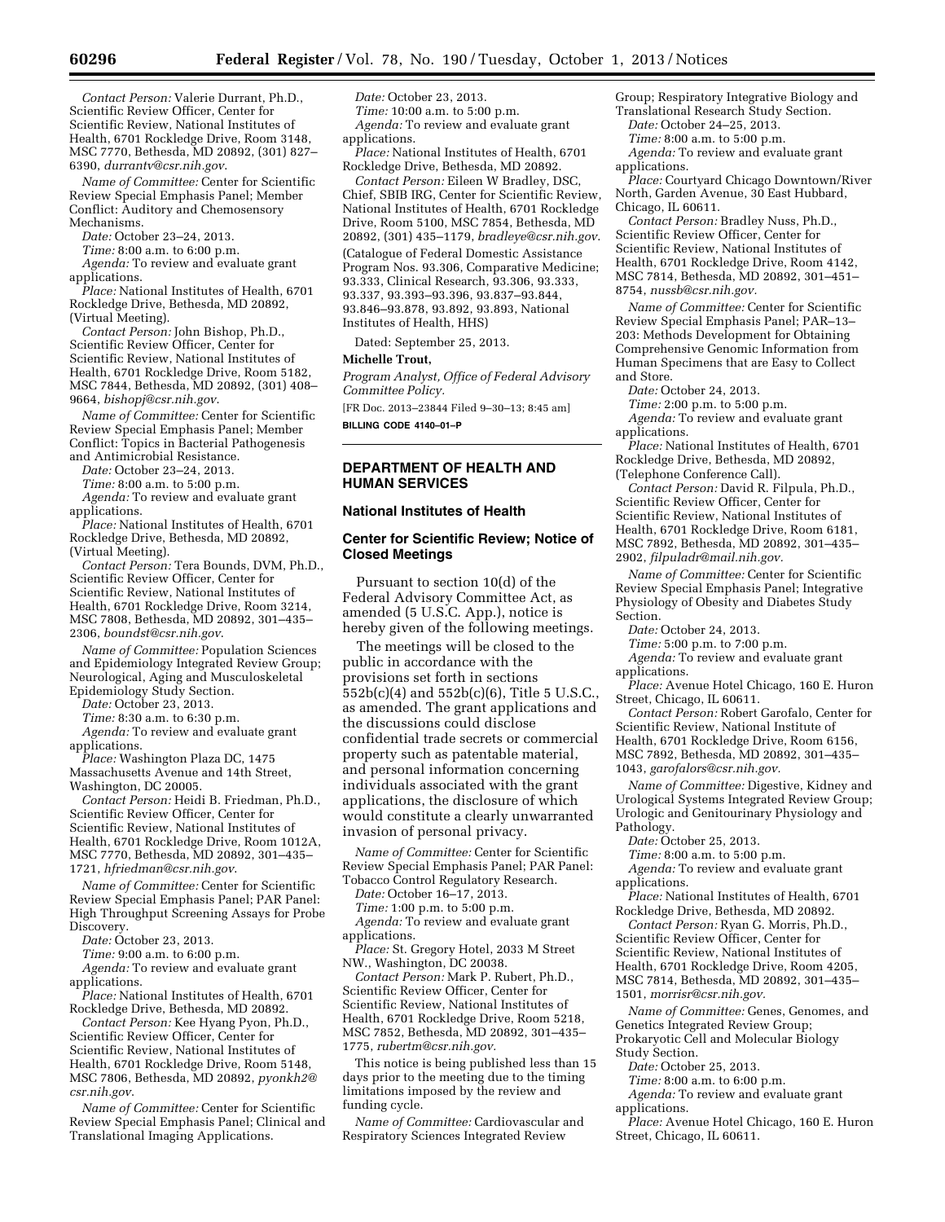*Contact Person:* Valerie Durrant, Ph.D., Scientific Review Officer, Center for Scientific Review, National Institutes of Health, 6701 Rockledge Drive, Room 3148, MSC 7770, Bethesda, MD 20892, (301) 827–6390, *durrantv@csr.nih.gov.*

*Name of Committee:* Center for Scientific Review Special Emphasis Panel; Member Conflict: Auditory and Chemosensory Mechanisms.

*Date:* October 23–24, 2013.

*Time:* 8:00 a.m. to 6:00 p.m.

*Agenda:* To review and evaluate grant applications.

*Place:* National Institutes of Health, 6701 Rockledge Drive, Bethesda, MD 20892, (Virtual Meeting).

*Contact Person:* John Bishop, Ph.D., Scientific Review Officer, Center for Scientific Review, National Institutes of Health, 6701 Rockledge Drive, Room 5182, MSC 7844, Bethesda, MD 20892, (301) 408–9664, *bishopj@csr.nih.gov.*

*Name of Committee:* Center for Scientific Review Special Emphasis Panel; Member Conflict: Topics in Bacterial Pathogenesis and Antimicrobial Resistance.

*Date:* October 23–24, 2013.

*Time:* 8:00 a.m. to 5:00 p.m.

*Agenda:* To review and evaluate grant applications.

*Place:* National Institutes of Health, 6701 Rockledge Drive, Bethesda, MD 20892, (Virtual Meeting).

*Contact Person:* Tera Bounds, DVM, Ph.D., Scientific Review Officer, Center for Scientific Review, National Institutes of Health, 6701 Rockledge Drive, Room 3214, MSC 7808, Bethesda, MD 20892, 301–435–2306, *boundst@csr.nih.gov.*

*Name of Committee:* Population Sciences and Epidemiology Integrated Review Group; Neurological, Aging and Musculoskeletal Epidemiology Study Section.

*Date:* October 23, 2013.

*Time:* 8:30 a.m. to 6:30 p.m.

*Agenda:* To review and evaluate grant applications.

*Place:* Washington Plaza DC, 1475 Massachusetts Avenue and 14th Street, Washington, DC 20005.

*Contact Person:* Heidi B. Friedman, Ph.D., Scientific Review Officer, Center for Scientific Review, National Institutes of Health, 6701 Rockledge Drive, Room 1012A, MSC 7770, Bethesda, MD 20892, 301–435–1721, *hfriedman@csr.nih.gov.*

*Name of Committee:* Center for Scientific Review Special Emphasis Panel; PAR Panel: High Throughput Screening Assays for Probe Discovery.

*Date:* October 23, 2013.

*Time:* 9:00 a.m. to 6:00 p.m.

*Agenda:* To review and evaluate grant applications.

*Place:* National Institutes of Health, 6701 Rockledge Drive, Bethesda, MD 20892.

*Contact Person:* Kee Hyang Pyon, Ph.D., Scientific Review Officer, Center for Scientific Review, National Institutes of Health, 6701 Rockledge Drive, Room 5148, MSC 7806, Bethesda, MD 20892, *pyonkh2@csr.nih.gov.*

*Name of Committee:* Center for Scientific Review Special Emphasis Panel; Clinical and Translational Imaging Applications.

*Date:* October 23, 2013.

*Time:* 10:00 a.m. to 5:00 p.m.

*Agenda:* To review and evaluate grant applications.

*Place:* National Institutes of Health, 6701 Rockledge Drive, Bethesda, MD 20892.

*Contact Person:* Eileen W Bradley, DSC, Chief, SBIB IRG, Center for Scientific Review, National Institutes of Health, 6701 Rockledge Drive, Room 5100, MSC 7854, Bethesda, MD 20892, (301) 435–1179, *bradleye@csr.nih.gov.*

(Catalogue of Federal Domestic Assistance Program Nos. 93.306, Comparative Medicine; 93.333, Clinical Research, 93.306, 93.333, 93.337, 93.393–93.396, 93.837–93.844, 93.846–93.878, 93.892, 93.893, National Institutes of Health, HHS)

Dated: September 25, 2013.

**Michelle Trout,**

*Program Analyst, Office of Federal Advisory Committee Policy.*

[FR Doc. 2013–23844 Filed 9–30–13; 8:45 am]

**BILLING CODE 4140–01–P**

## DEPARTMENT OF HEALTH AND HUMAN SERVICES

### National Institutes of Health

### Center for Scientific Review; Notice of Closed Meetings

Pursuant to section 10(d) of the Federal Advisory Committee Act, as amended (5 U.S.C. App.), notice is hereby given of the following meetings.

The meetings will be closed to the public in accordance with the provisions set forth in sections 552b(c)(4) and 552b(c)(6), Title 5 U.S.C., as amended. The grant applications and the discussions could disclose confidential trade secrets or commercial property such as patentable material, and personal information concerning individuals associated with the grant applications, the disclosure of which would constitute a clearly unwarranted invasion of personal privacy.

*Name of Committee:* Center for Scientific Review Special Emphasis Panel; PAR Panel: Tobacco Control Regulatory Research.

*Date:* October 16–17, 2013.

*Time:* 1:00 p.m. to 5:00 p.m.

*Agenda:* To review and evaluate grant applications.

*Place:* St. Gregory Hotel, 2033 M Street NW., Washington, DC 20038.

*Contact Person:* Mark P. Rubert, Ph.D., Scientific Review Officer, Center for Scientific Review, National Institutes of Health, 6701 Rockledge Drive, Room 5218, MSC 7852, Bethesda, MD 20892, 301–435–1775, *rubertm@csr.nih.gov.*

This notice is being published less than 15 days prior to the meeting due to the timing limitations imposed by the review and funding cycle.

*Name of Committee:* Cardiovascular and Respiratory Sciences Integrated Review Group; Respiratory Integrative Biology and Translational Research Study Section.

*Date:* October 24–25, 2013.

*Time:* 8:00 a.m. to 5:00 p.m.

*Agenda:* To review and evaluate grant applications.

*Place:* Courtyard Chicago Downtown/River North, Garden Avenue, 30 East Hubbard, Chicago, IL 60611.

*Contact Person:* Bradley Nuss, Ph.D., Scientific Review Officer, Center for Scientific Review, National Institutes of Health, 6701 Rockledge Drive, Room 4142, MSC 7814, Bethesda, MD 20892, 301–451–8754, *nussb@csr.nih.gov.*

*Name of Committee:* Center for Scientific Review Special Emphasis Panel; PAR–13–203: Methods Development for Obtaining Comprehensive Genomic Information from Human Specimens that are Easy to Collect and Store.

*Date:* October 24, 2013.

*Time:* 2:00 p.m. to 5:00 p.m.

*Agenda:* To review and evaluate grant applications.

*Place:* National Institutes of Health, 6701 Rockledge Drive, Bethesda, MD 20892, (Telephone Conference Call).

*Contact Person:* David R. Filpula, Ph.D., Scientific Review Officer, Center for Scientific Review, National Institutes of Health, 6701 Rockledge Drive, Room 6181, MSC 7892, Bethesda, MD 20892, 301–435–2902, *filpuladr@mail.nih.gov.*

*Name of Committee:* Center for Scientific Review Special Emphasis Panel; Integrative Physiology of Obesity and Diabetes Study Section.

*Date:* October 24, 2013.

*Time:* 5:00 p.m. to 7:00 p.m.

*Agenda:* To review and evaluate grant applications.

*Place:* Avenue Hotel Chicago, 160 E. Huron Street, Chicago, IL 60611.

*Contact Person:* Robert Garofalo, Center for Scientific Review, National Institute of Health, 6701 Rockledge Drive, Room 6156, MSC 7892, Bethesda, MD 20892, 301–435–1043, *garofalors@csr.nih.gov.*

*Name of Committee:* Digestive, Kidney and Urological Systems Integrated Review Group; Urologic and Genitourinary Physiology and Pathology.

*Date:* October 25, 2013.

*Time:* 8:00 a.m. to 5:00 p.m.

*Agenda:* To review and evaluate grant applications.

*Place:* National Institutes of Health, 6701 Rockledge Drive, Bethesda, MD 20892.

*Contact Person:* Ryan G. Morris, Ph.D., Scientific Review Officer, Center for Scientific Review, National Institutes of Health, 6701 Rockledge Drive, Room 4205, MSC 7814, Bethesda, MD 20892, 301–435–1501, *morrisr@csr.nih.gov.*

*Name of Committee:* Genes, Genomes, and Genetics Integrated Review Group; Prokaryotic Cell and Molecular Biology Study Section.

*Date:* October 25, 2013.

*Time:* 8:00 a.m. to 6:00 p.m.

*Agenda:* To review and evaluate grant applications.

*Place:* Avenue Hotel Chicago, 160 E. Huron Street, Chicago, IL 60611.